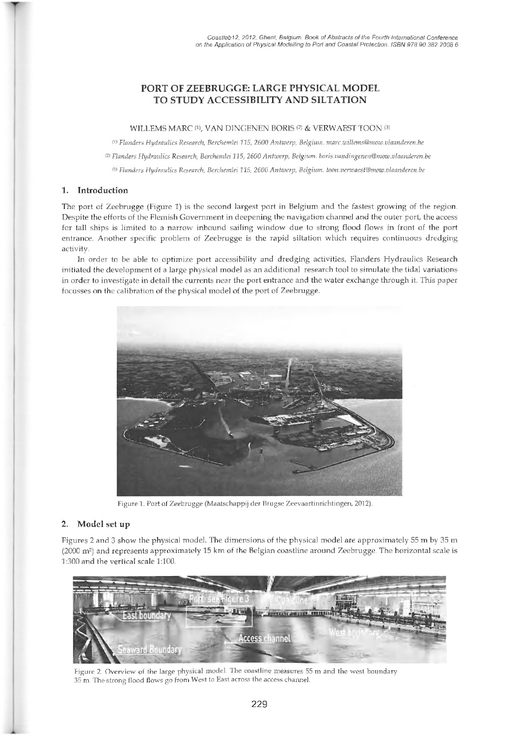# PORT OF ZEEBRUGGE: LARGE PHYSICAL MODEL TO STUDY ACCESSIBILITY AND SILTATION

WILLEMS MARC [(1)], VAN DINGENEN BORIS [(2)] & VERWAEST TOON [(3)]

[(1)] Flanders Hydraulics Research, Berchemlei 115, 2600 Antwerp, Belgium. marc.willems@mow.vlaanderen.be

[(2)] Flanders Hydraulics Research, Berchemlei 115, 2600 Antwerp, Belgium. boris.vandingenen@mow.vlaanderen.be

[(3)] Flanders Hydraulics Research, Berchemlei 115, 2600 Antwerp, Belgium. toon.verwaest@mow.vlaanderen.be

## 1. Introduction

The port of Zeebrugge (Figure 1) is the second largest port in Belgium and the fastest growing of the region. Despite the efforts of the Flemish Government in deepening the navigation channel and the outer port, the access for tall ships is limited to a narrow inbound sailing window due to strong flood flows in front of the port entrance. Another specific problem of Zeebrugge is the rapid siltation which requires continuous dredging activity.

In order to be able to optimize port accessibility and dredging activities, Flanders Hydraulics Research initiated the development of a large physical model as an additional research tool to simulate the tidal variations in order to investigate in detail the currents near the port entrance and the water exchange through it. This paper focusses on the calibration of the physical model of the port of Zeebrugge.

Figure 1. Port of Zeebrugge (Maatschappij der Brugse Zeevaartinrichtingen, 2012).

## 2. Model set up

Figures 2 and 3 show the physical model. The dimensions of the physical model are approximately 55 m by 35 m (2000 m$^2$) and represents approximately 15 km of the Belgian coastline around Zeebrugge. The horizontal scale is 1:300 and the vertical scale 1:100.

Figure 2. Overview of the large physical model. The coastline measures 55 m and the west boundary 35 m. The strong flood flows go from West to East across the access channel.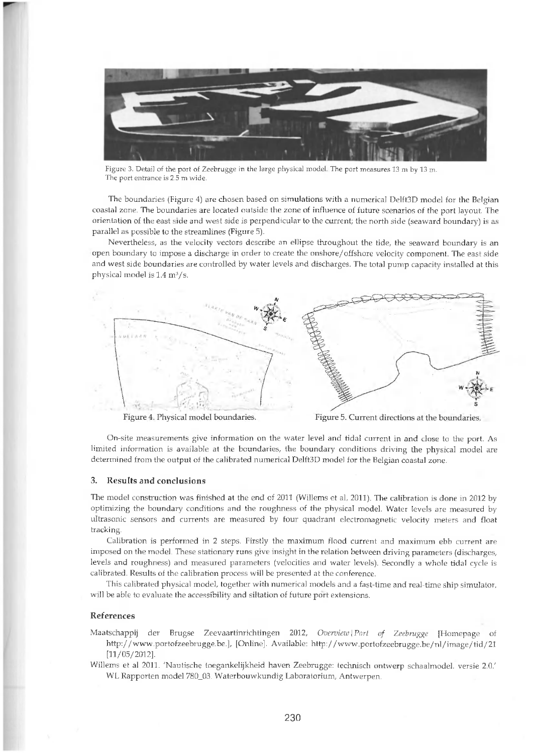Figure 3. Detail of the port of Zeebrugge in the large physical model. The port measures 13 m by 13 m. The port entrance is 2.5 m wide.

The boundaries (Figure 4) are chosen based on simulations with a numerical Delft3D model for the Belgian coastal zone. The boundaries are located outside the zone of influence of future scenarios of the port layout. The orientation of the east side and west side is perpendicular to the current; the north side (seaward boundary) is as parallel as possible to the streamlines (Figure 5).

Nevertheless, as the velocity vectors describe an ellipse throughout the tide, the seaward boundary is an open boundary to impose a discharge in order to create the onshore/offshore velocity component. The east side and west side boundaries are controlled by water levels and discharges. The total pump capacity installed at this physical model is 1.4 $m^3/s$.

Figure 4. Physical model boundaries.

Figure 5. Current directions at the boundaries.

On-site measurements give information on the water level and tidal current in and close to the port. As limited information is available at the boundaries, the boundary conditions driving the physical model are determined from the output of the calibrated numerical Delft3D model for the Belgian coastal zone.

## 3. Results and conclusions

The model construction was finished at the end of 2011 (Willems et al, 2011). The calibration is done in 2012 by optimizing the boundary conditions and the roughness of the physical model. Water levels are measured by ultrasonic sensors and currents are measured by four quadrant electromagnetic velocity meters and float tracking.

Calibration is performed in 2 steps. Firstly the maximum flood current and maximum ebb current are imposed on the model. These stationary runs give insight in the relation between driving parameters (discharges, levels and roughness) and measured parameters (velocities and water levels). Secondly a whole tidal cycle is calibrated. Results of the calibration process will be presented at the conference.

This calibrated physical model, together with numerical models and a fast-time and real-time ship simulator, will be able to evaluate the accessibility and siltation of future port extensions.

### References

Maatschappij der Brugse Zeevaartinrichtingen 2012, *Overview | Port of Zeebrugge* [Homepage of http://www.portofzeebrugge.be.], [Online]. Available: http://www.portofzeebrugge.be/nl/image/tid/21 [11/05/2012].

Willems et al 2011. 'Nautische toegankelijkheid haven Zeebrugge: technisch ontwerp schaalmodel. versie 2.0.' WL Rapporten model 780_03. Waterbouwkundig Laboratorium, Antwerpen.